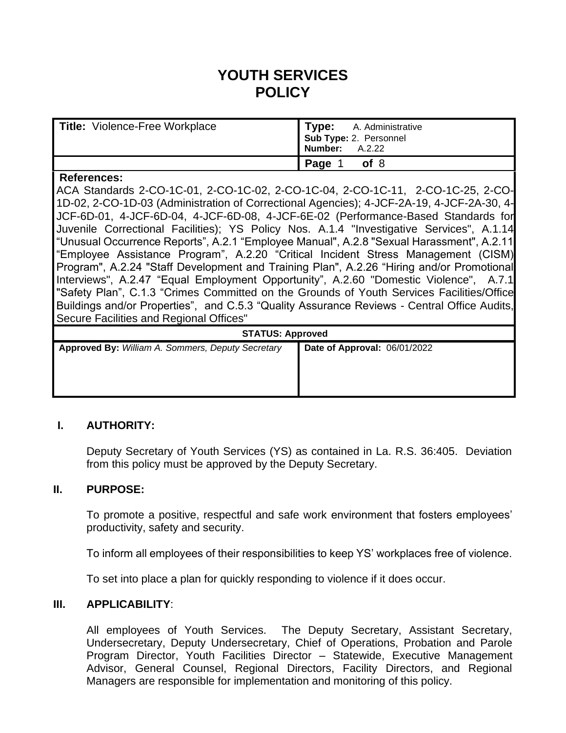# YOUTH SERVICES POLICY

| **Title:** Violence-Free Workplace | **Type:** A. Administrative<br>**Sub Type:** 2. Personnel<br>**Number:** A.2.22 |
|---|---|
| | **Page** 1 **of** 8 |

**References:**
ACA Standards 2-CO-1C-01, 2-CO-1C-02, 2-CO-1C-04, 2-CO-1C-11, 2-CO-1C-25, 2-CO-1D-02, 2-CO-1D-03 (Administration of Correctional Agencies); 4-JCF-2A-19, 4-JCF-2A-30, 4-JCF-6D-01, 4-JCF-6D-04, 4-JCF-6D-08, 4-JCF-6E-02 (Performance-Based Standards for Juvenile Correctional Facilities); YS Policy Nos. A.1.4 "Investigative Services", A.1.14 "Unusual Occurrence Reports", A.2.1 "Employee Manual", A.2.8 "Sexual Harassment", A.2.11 "Employee Assistance Program", A.2.20 "Critical Incident Stress Management (CISM) Program", A.2.24 "Staff Development and Training Plan", A.2.26 "Hiring and/or Promotional Interviews", A.2.47 "Equal Employment Opportunity", A.2.60 "Domestic Violence", A.7.1 "Safety Plan", C.1.3 "Crimes Committed on the Grounds of Youth Services Facilities/Office Buildings and/or Properties", and C.5.3 "Quality Assurance Reviews - Central Office Audits, Secure Facilities and Regional Offices"

| **STATUS: Approved** | |
|---|---|
| **Approved By:** *William A. Sommers, Deputy Secretary* | **Date of Approval:** 06/01/2022 |

## I. AUTHORITY:

Deputy Secretary of Youth Services (YS) as contained in La. R.S. 36:405. Deviation from this policy must be approved by the Deputy Secretary.

## II. PURPOSE:

To promote a positive, respectful and safe work environment that fosters employees' productivity, safety and security.

To inform all employees of their responsibilities to keep YS' workplaces free of violence.

To set into place a plan for quickly responding to violence if it does occur.

## III. APPLICABILITY:

All employees of Youth Services. The Deputy Secretary, Assistant Secretary, Undersecretary, Deputy Undersecretary, Chief of Operations, Probation and Parole Program Director, Youth Facilities Director – Statewide, Executive Management Advisor, General Counsel, Regional Directors, Facility Directors, and Regional Managers are responsible for implementation and monitoring of this policy.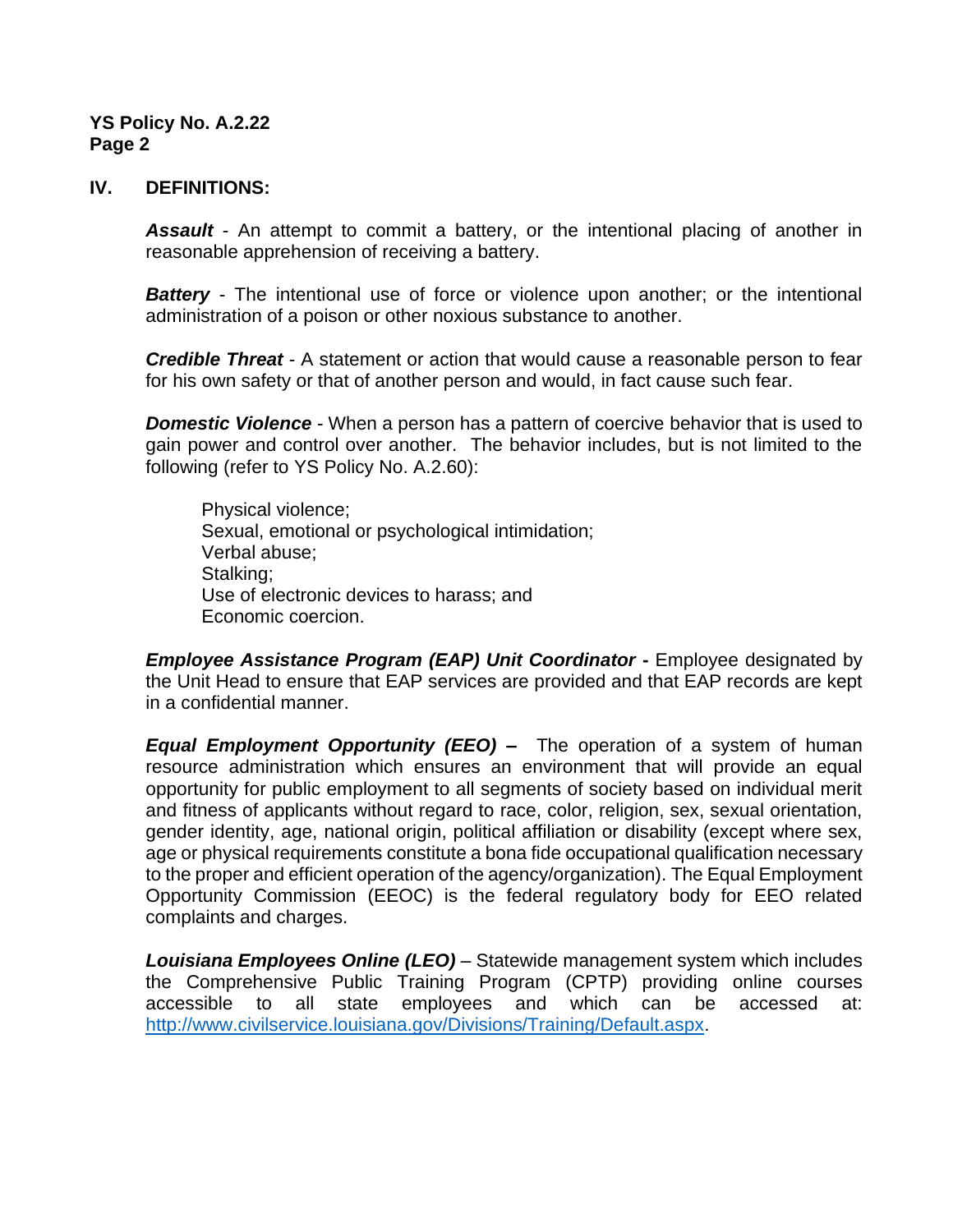## IV. DEFINITIONS:

***Assault*** - An attempt to commit a battery, or the intentional placing of another in reasonable apprehension of receiving a battery.

***Battery*** - The intentional use of force or violence upon another; or the intentional administration of a poison or other noxious substance to another.

***Credible Threat*** - A statement or action that would cause a reasonable person to fear for his own safety or that of another person and would, in fact cause such fear.

***Domestic Violence*** - When a person has a pattern of coercive behavior that is used to gain power and control over another. The behavior includes, but is not limited to the following (refer to YS Policy No. A.2.60):

- Physical violence;
- Sexual, emotional or psychological intimidation;
- Verbal abuse;
- Stalking;
- Use of electronic devices to harass; and
- Economic coercion.

***Employee Assistance Program (EAP) Unit Coordinator*** **-** Employee designated by the Unit Head to ensure that EAP services are provided and that EAP records are kept in a confidential manner.

***Equal Employment Opportunity (EEO)*** **–** The operation of a system of human resource administration which ensures an environment that will provide an equal opportunity for public employment to all segments of society based on individual merit and fitness of applicants without regard to race, color, religion, sex, sexual orientation, gender identity, age, national origin, political affiliation or disability (except where sex, age or physical requirements constitute a bona fide occupational qualification necessary to the proper and efficient operation of the agency/organization). The Equal Employment Opportunity Commission (EEOC) is the federal regulatory body for EEO related complaints and charges.

***Louisiana Employees Online (LEO)*** – Statewide management system which includes the Comprehensive Public Training Program (CPTP) providing online courses accessible to all state employees and which can be accessed at: http://www.civilservice.louisiana.gov/Divisions/Training/Default.aspx.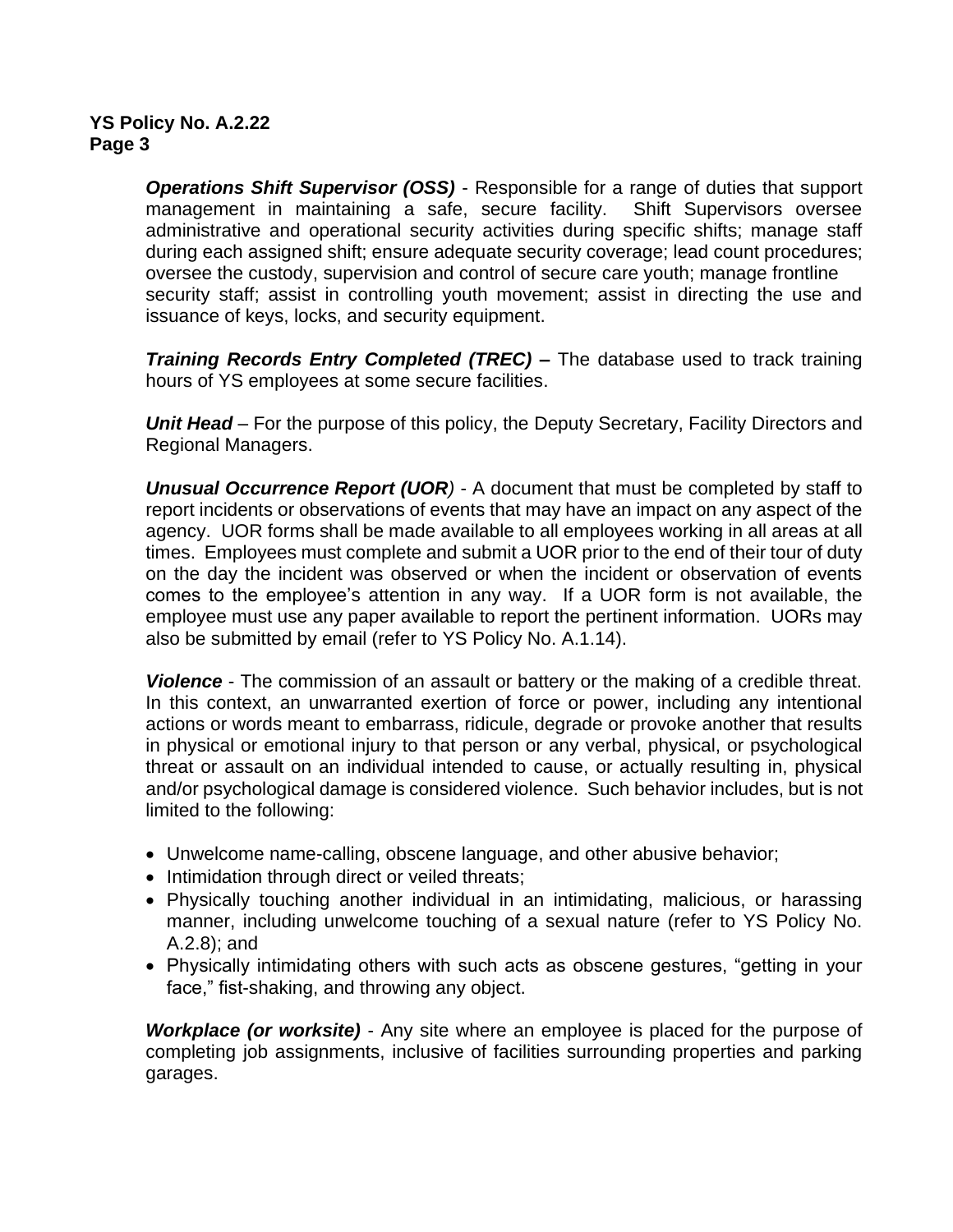***Operations Shift Supervisor (OSS)*** - Responsible for a range of duties that support management in maintaining a safe, secure facility. Shift Supervisors oversee administrative and operational security activities during specific shifts; manage staff during each assigned shift; ensure adequate security coverage; lead count procedures; oversee the custody, supervision and control of secure care youth; manage frontline security staff; assist in controlling youth movement; assist in directing the use and issuance of keys, locks, and security equipment.

***Training Records Entry Completed (TREC)* –** The database used to track training hours of YS employees at some secure facilities.

***Unit Head*** – For the purpose of this policy, the Deputy Secretary, Facility Directors and Regional Managers.

***Unusual Occurrence Report (UOR**) - A document that must be completed by staff to report incidents or observations of events that may have an impact on any aspect of the agency. UOR forms shall be made available to all employees working in all areas at all times. Employees must complete and submit a UOR prior to the end of their tour of duty on the day the incident was observed or when the incident or observation of events comes to the employee's attention in any way. If a UOR form is not available, the employee must use any paper available to report the pertinent information. UORs may also be submitted by email (refer to YS Policy No. A.1.14).

***Violence*** - The commission of an assault or battery or the making of a credible threat. In this context, an unwarranted exertion of force or power, including any intentional actions or words meant to embarrass, ridicule, degrade or provoke another that results in physical or emotional injury to that person or any verbal, physical, or psychological threat or assault on an individual intended to cause, or actually resulting in, physical and/or psychological damage is considered violence. Such behavior includes, but is not limited to the following:

- Unwelcome name-calling, obscene language, and other abusive behavior;
- Intimidation through direct or veiled threats;
- Physically touching another individual in an intimidating, malicious, or harassing manner, including unwelcome touching of a sexual nature (refer to YS Policy No. A.2.8); and
- Physically intimidating others with such acts as obscene gestures, "getting in your face," fist-shaking, and throwing any object.

***Workplace (or worksite)*** - Any site where an employee is placed for the purpose of completing job assignments, inclusive of facilities surrounding properties and parking garages.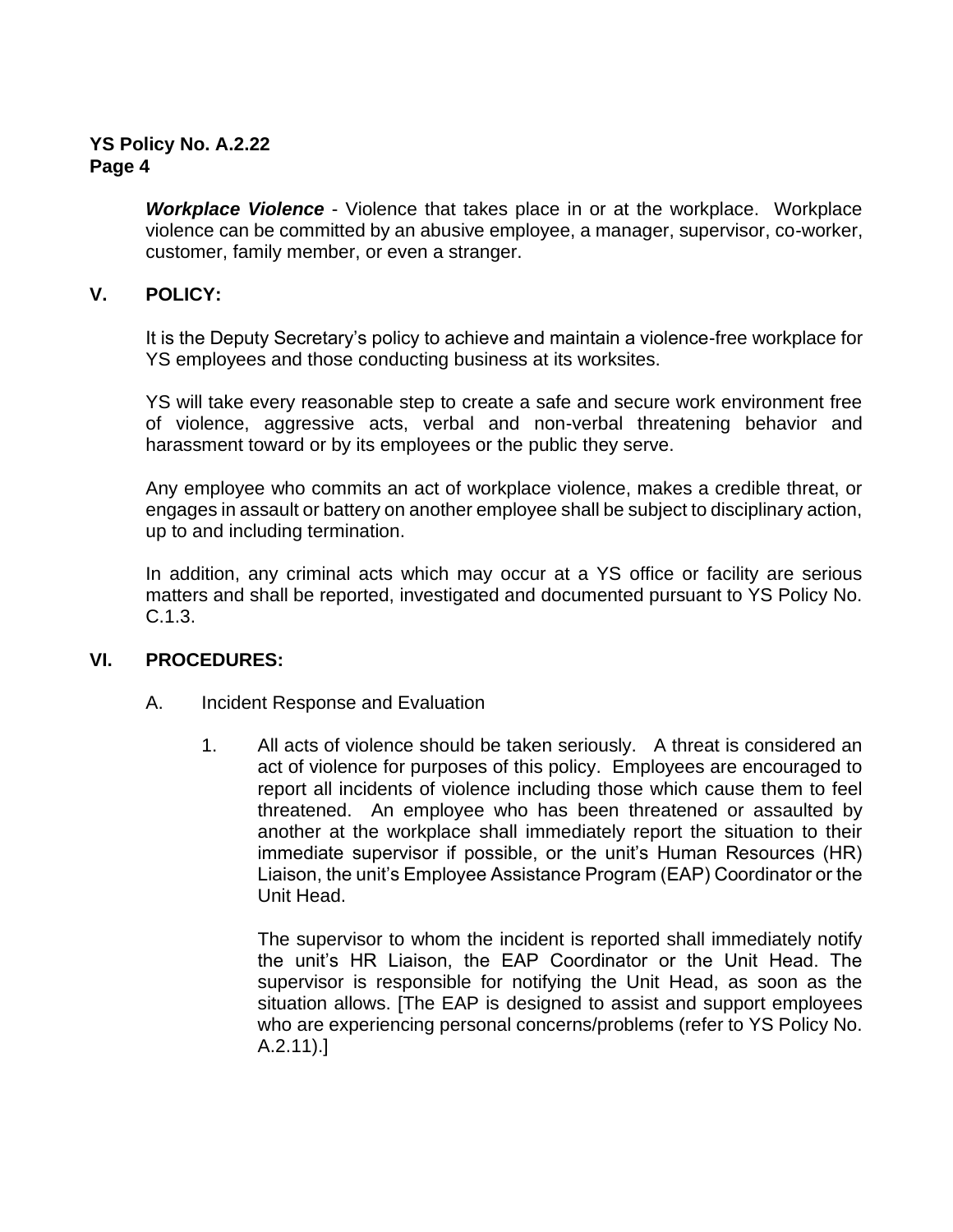***Workplace Violence*** - Violence that takes place in or at the workplace. Workplace violence can be committed by an abusive employee, a manager, supervisor, co-worker, customer, family member, or even a stranger.

## V. POLICY:

It is the Deputy Secretary's policy to achieve and maintain a violence-free workplace for YS employees and those conducting business at its worksites.

YS will take every reasonable step to create a safe and secure work environment free of violence, aggressive acts, verbal and non-verbal threatening behavior and harassment toward or by its employees or the public they serve.

Any employee who commits an act of workplace violence, makes a credible threat, or engages in assault or battery on another employee shall be subject to disciplinary action, up to and including termination.

In addition, any criminal acts which may occur at a YS office or facility are serious matters and shall be reported, investigated and documented pursuant to YS Policy No. C.1.3.

## VI. PROCEDURES:

A. Incident Response and Evaluation

1. All acts of violence should be taken seriously. A threat is considered an act of violence for purposes of this policy. Employees are encouraged to report all incidents of violence including those which cause them to feel threatened. An employee who has been threatened or assaulted by another at the workplace shall immediately report the situation to their immediate supervisor if possible, or the unit's Human Resources (HR) Liaison, the unit's Employee Assistance Program (EAP) Coordinator or the Unit Head.

   The supervisor to whom the incident is reported shall immediately notify the unit's HR Liaison, the EAP Coordinator or the Unit Head. The supervisor is responsible for notifying the Unit Head, as soon as the situation allows. [The EAP is designed to assist and support employees who are experiencing personal concerns/problems (refer to YS Policy No. A.2.11).]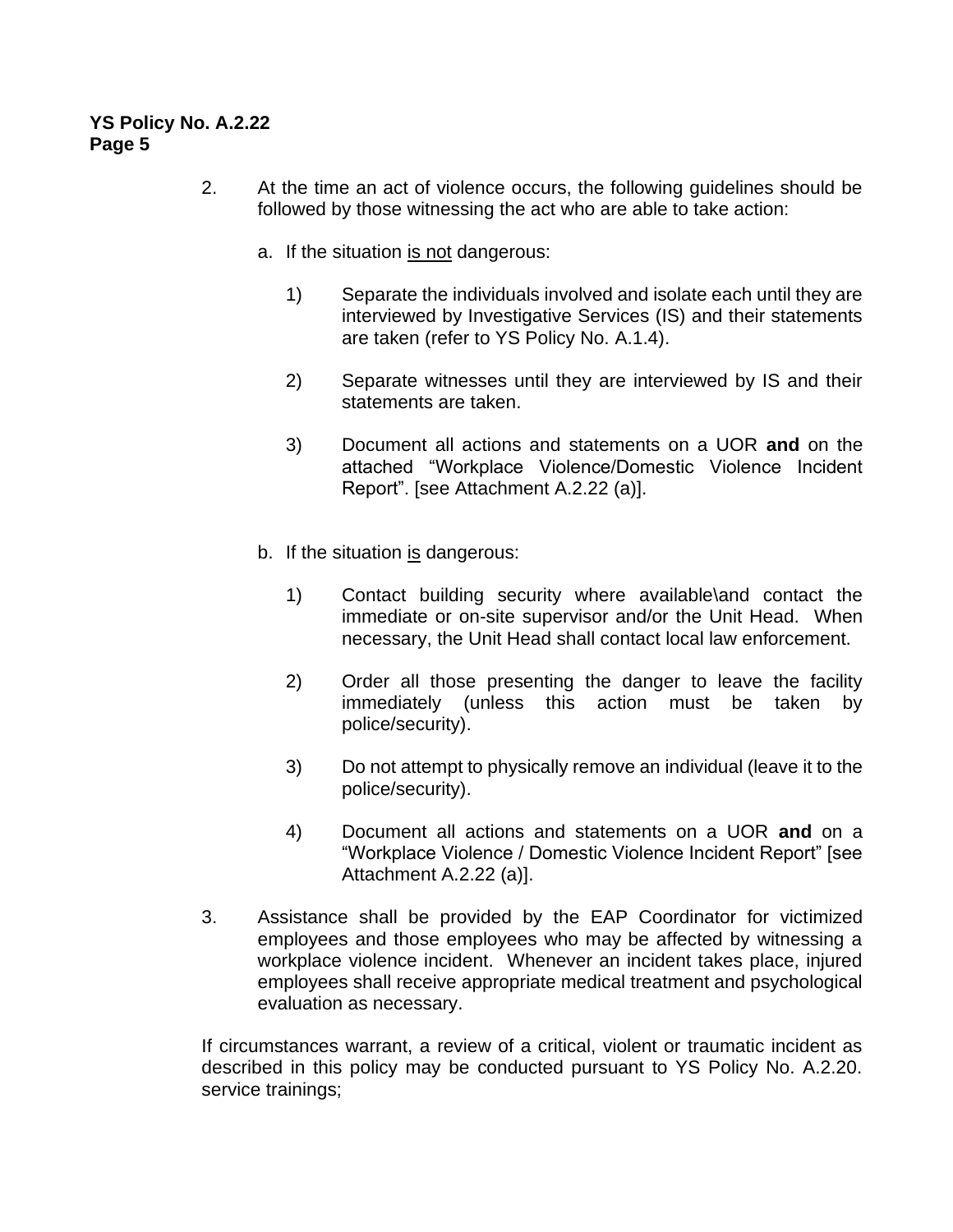2. At the time an act of violence occurs, the following guidelines should be followed by those witnessing the act who are able to take action:

   a. If the situation <u>is not</u> dangerous:

      1) Separate the individuals involved and isolate each until they are interviewed by Investigative Services (IS) and their statements are taken (refer to YS Policy No. A.1.4).

      2) Separate witnesses until they are interviewed by IS and their statements are taken.

      3) Document all actions and statements on a UOR **and** on the attached "Workplace Violence/Domestic Violence Incident Report". [see Attachment A.2.22 (a)].

   b. If the situation <u>is</u> dangerous:

      1) Contact building security where available\and contact the immediate or on-site supervisor and/or the Unit Head. When necessary, the Unit Head shall contact local law enforcement.

      2) Order all those presenting the danger to leave the facility immediately (unless this action must be taken by police/security).

      3) Do not attempt to physically remove an individual (leave it to the police/security).

      4) Document all actions and statements on a UOR **and** on a "Workplace Violence / Domestic Violence Incident Report" [see Attachment A.2.22 (a)].

3. Assistance shall be provided by the EAP Coordinator for victimized employees and those employees who may be affected by witnessing a workplace violence incident. Whenever an incident takes place, injured employees shall receive appropriate medical treatment and psychological evaluation as necessary.

If circumstances warrant, a review of a critical, violent or traumatic incident as described in this policy may be conducted pursuant to YS Policy No. A.2.20. service trainings;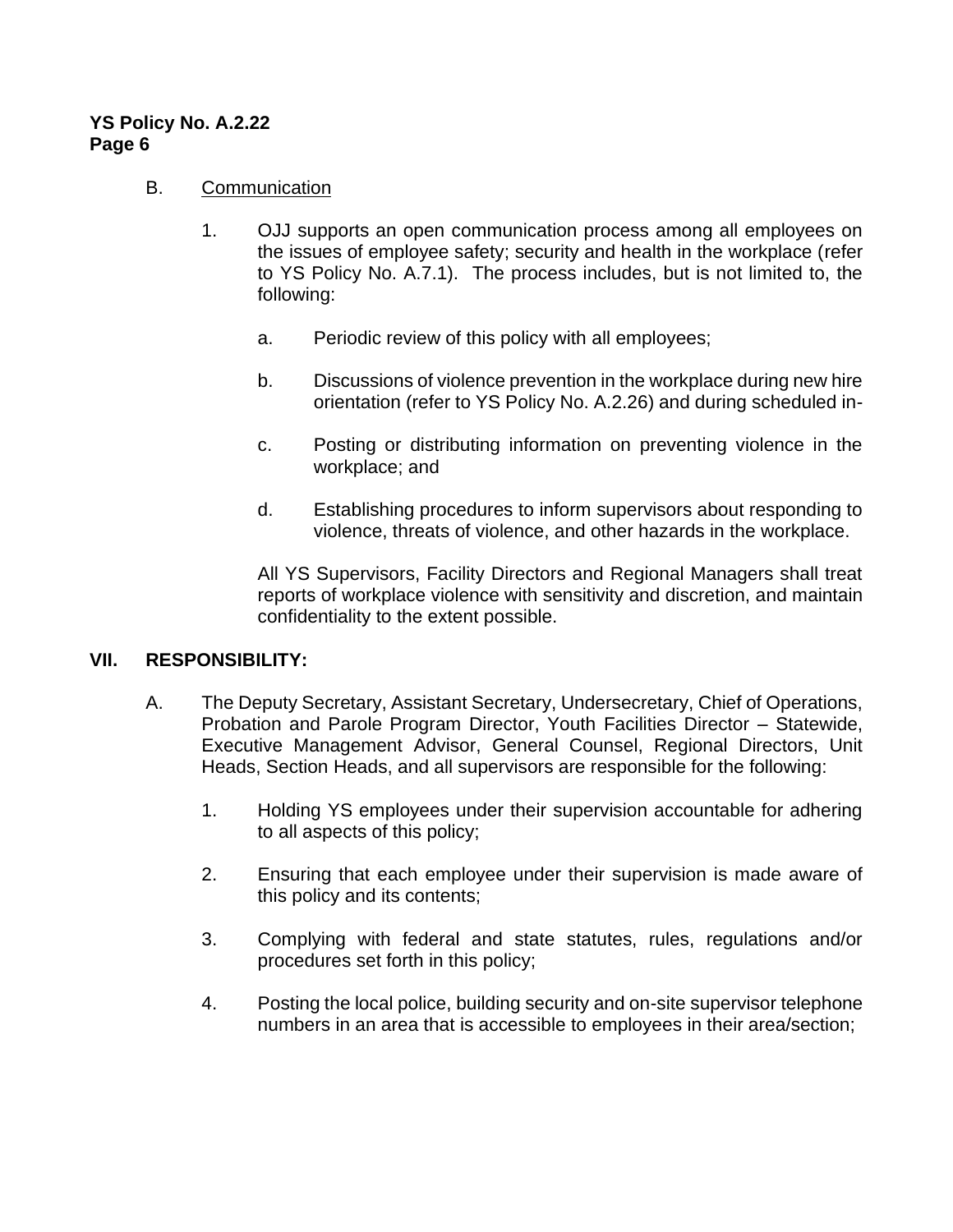B. Communication

1. OJJ supports an open communication process among all employees on the issues of employee safety; security and health in the workplace (refer to YS Policy No. A.7.1). The process includes, but is not limited to, the following:

   a. Periodic review of this policy with all employees;

   b. Discussions of violence prevention in the workplace during new hire orientation (refer to YS Policy No. A.2.26) and during scheduled in-

   c. Posting or distributing information on preventing violence in the workplace; and

   d. Establishing procedures to inform supervisors about responding to violence, threats of violence, and other hazards in the workplace.

   All YS Supervisors, Facility Directors and Regional Managers shall treat reports of workplace violence with sensitivity and discretion, and maintain confidentiality to the extent possible.

## VII. RESPONSIBILITY:

A. The Deputy Secretary, Assistant Secretary, Undersecretary, Chief of Operations, Probation and Parole Program Director, Youth Facilities Director – Statewide, Executive Management Advisor, General Counsel, Regional Directors, Unit Heads, Section Heads, and all supervisors are responsible for the following:

1. Holding YS employees under their supervision accountable for adhering to all aspects of this policy;

2. Ensuring that each employee under their supervision is made aware of this policy and its contents;

3. Complying with federal and state statutes, rules, regulations and/or procedures set forth in this policy;

4. Posting the local police, building security and on-site supervisor telephone numbers in an area that is accessible to employees in their area/section;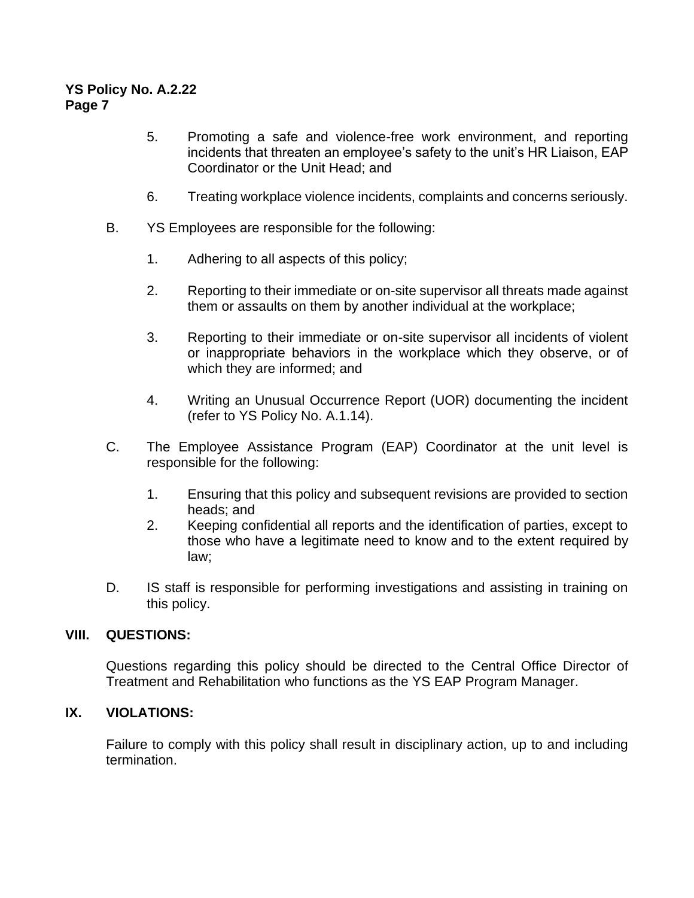5. Promoting a safe and violence-free work environment, and reporting incidents that threaten an employee's safety to the unit's HR Liaison, EAP Coordinator or the Unit Head; and

6. Treating workplace violence incidents, complaints and concerns seriously.

B. YS Employees are responsible for the following:

1. Adhering to all aspects of this policy;

2. Reporting to their immediate or on-site supervisor all threats made against them or assaults on them by another individual at the workplace;

3. Reporting to their immediate or on-site supervisor all incidents of violent or inappropriate behaviors in the workplace which they observe, or of which they are informed; and

4. Writing an Unusual Occurrence Report (UOR) documenting the incident (refer to YS Policy No. A.1.14).

C. The Employee Assistance Program (EAP) Coordinator at the unit level is responsible for the following:

1. Ensuring that this policy and subsequent revisions are provided to section heads; and
2. Keeping confidential all reports and the identification of parties, except to those who have a legitimate need to know and to the extent required by law;

D. IS staff is responsible for performing investigations and assisting in training on this policy.

## VIII. QUESTIONS:

Questions regarding this policy should be directed to the Central Office Director of Treatment and Rehabilitation who functions as the YS EAP Program Manager.

## IX. VIOLATIONS:

Failure to comply with this policy shall result in disciplinary action, up to and including termination.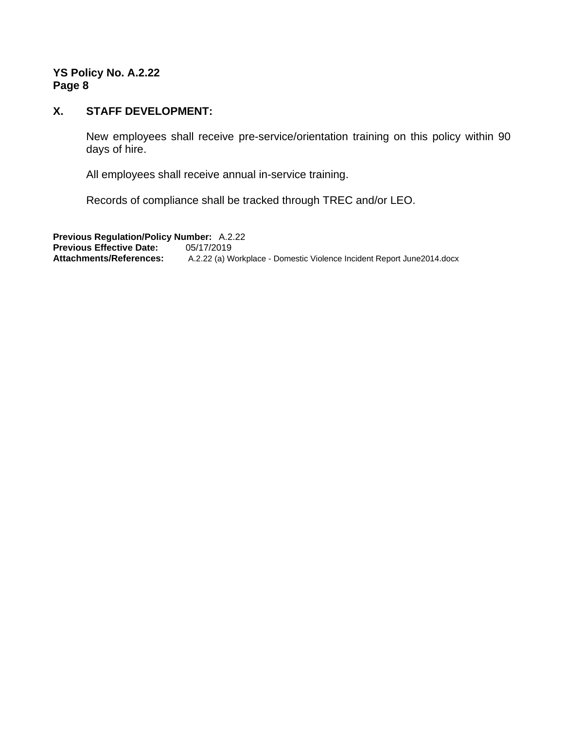## X. STAFF DEVELOPMENT:

New employees shall receive pre-service/orientation training on this policy within 90 days of hire.

All employees shall receive annual in-service training.

Records of compliance shall be tracked through TREC and/or LEO.

**Previous Regulation/Policy Number:** A.2.22
**Previous Effective Date:** 05/17/2019
**Attachments/References:** A.2.22 (a) Workplace - Domestic Violence Incident Report June2014.docx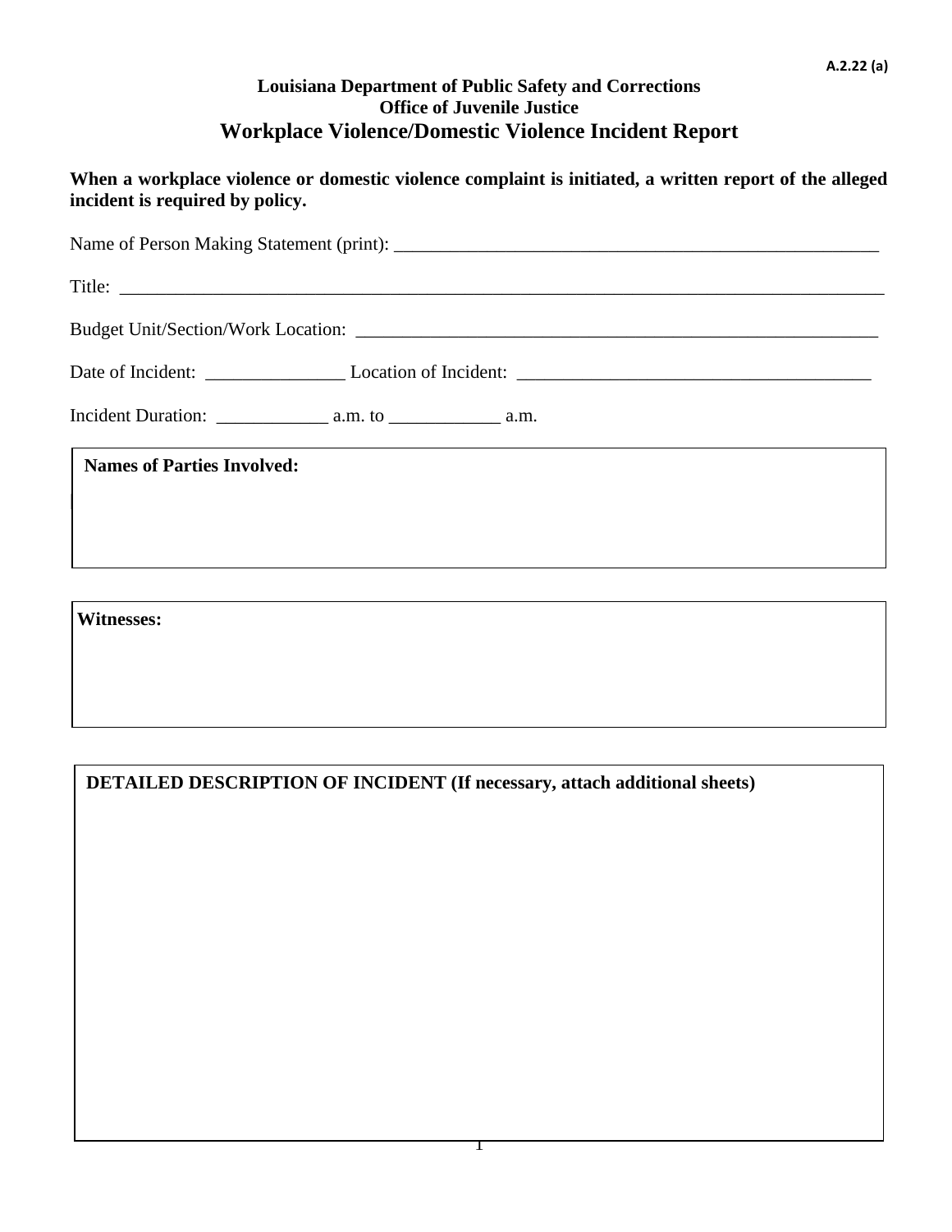A.2.22 (a)

**Louisiana Department of Public Safety and Corrections**
**Office of Juvenile Justice**

## Workplace Violence/Domestic Violence Incident Report

**When a workplace violence or domestic violence complaint is initiated, a written report of the alleged incident is required by policy.**

Name of Person Making Statement (print): ______________________________________________________

Title: ________________________________________________________________________________________

Budget Unit/Section/Work Location: _________________________________________________________

Date of Incident: _______________ Location of Incident: _______________________________________

Incident Duration: ____________ a.m. to ____________ a.m.

| **Names of Parties Involved:** |
|---|
| |

| **Witnesses:** |
|---|
| |

| **DETAILED DESCRIPTION OF INCIDENT (If necessary, attach additional sheets)** |
|---|
| |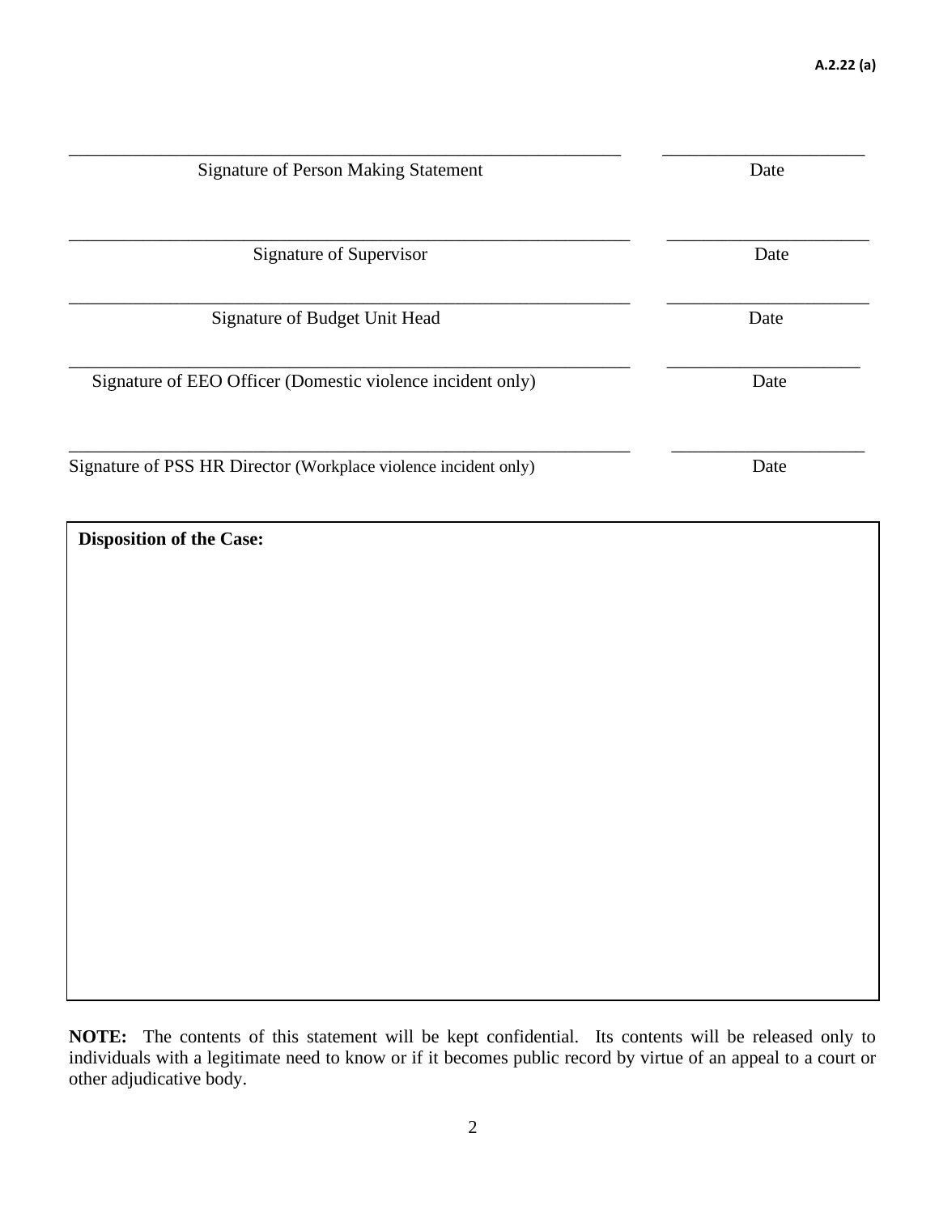A.2.22 (a)

_______________________________________________ _______________

Signature of Person Making Statement — Date

_______________________________________________ _______________

Signature of Supervisor — Date

_______________________________________________ _______________

Signature of Budget Unit Head — Date

_______________________________________________ _______________

Signature of EEO Officer (Domestic violence incident only) — Date

_______________________________________________ _______________

Signature of PSS HR Director (Workplace violence incident only) — Date

| **Disposition of the Case:** |
| --- |
| |

**NOTE:** The contents of this statement will be kept confidential. Its contents will be released only to individuals with a legitimate need to know or if it becomes public record by virtue of an appeal to a court or other adjudicative body.